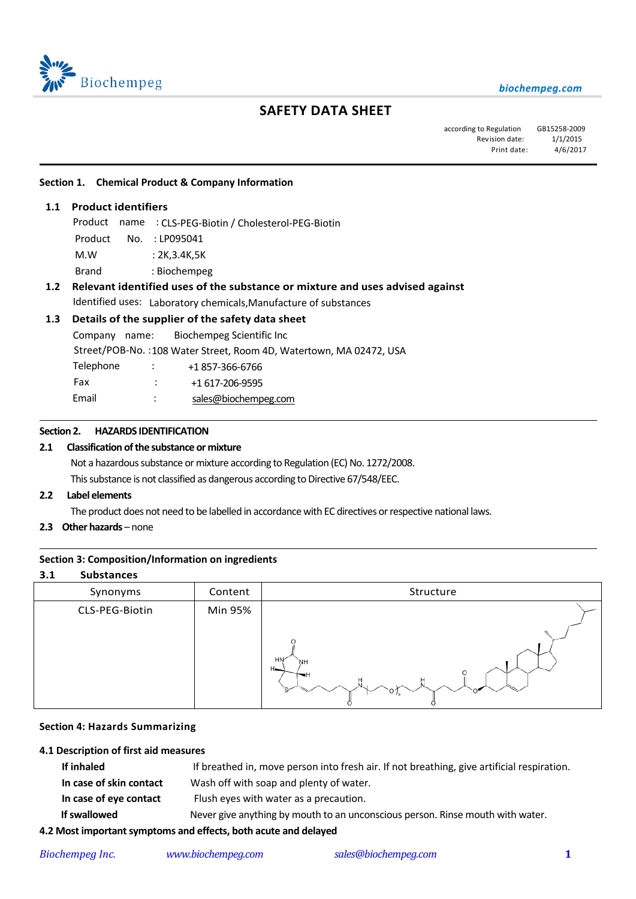# SAFETY DATA SHEET

according to Regulation GB15258-2009
Revision date: 1/1/2015
Print date: 4/6/2017

## Section 1. Chemical Product & Company Information

### 1.1 Product identifiers

Product name : CLS-PEG-Biotin / Cholesterol-PEG-Biotin
Product No. : LP095041
M.W : 2K,3.4K,5K
Brand : Biochempeg

### 1.2 Relevant identified uses of the substance or mixture and uses advised against

Identified uses: Laboratory chemicals,Manufacture of substances

### 1.3 Details of the supplier of the safety data sheet

Company name: Biochempeg Scientific Inc
Street/POB-No. :108 Water Street, Room 4D, Watertown, MA 02472, USA
Telephone : +1 857-366-6766
Fax : +1 617-206-9595
Email : sales@biochempeg.com

## Section 2. HAZARDS IDENTIFICATION

### 2.1 Classification of the substance or mixture

Not a hazardous substance or mixture according to Regulation (EC) No. 1272/2008.
This substance is not classified as dangerous according to Directive 67/548/EEC.

### 2.2 Label elements

The product does not need to be labelled in accordance with EC directives or respective national laws.

### 2.3 Other hazards – none

## Section 3: Composition/Information on ingredients

### 3.1 Substances

| Synonyms | Content | Structure |
|---|---|---|
| CLS-PEG-Biotin | Min 95% | |

## Section 4: Hazards Summarizing

### 4.1 Description of first aid measures

**If inhaled** If breathed in, move person into fresh air. If not breathing, give artificial respiration.
**In case of skin contact** Wash off with soap and plenty of water.
**In case of eye contact** Flush eyes with water as a precaution.
**If swallowed** Never give anything by mouth to an unconscious person. Rinse mouth with water.

### 4.2 Most important symptoms and effects, both acute and delayed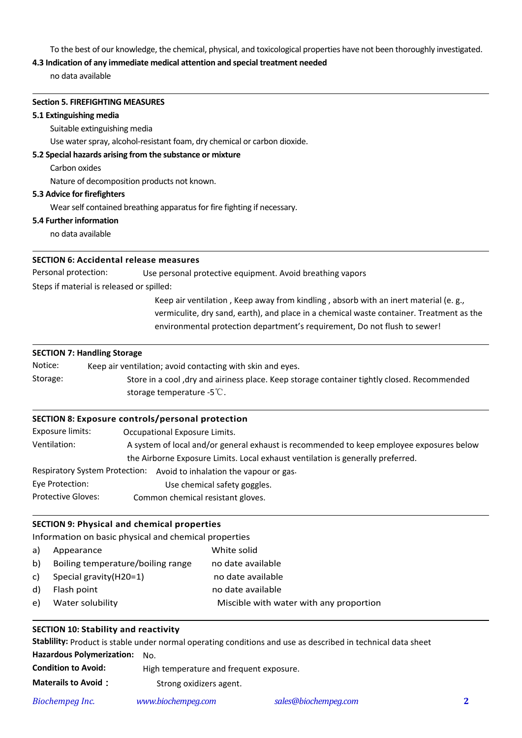To the best of our knowledge, the chemical, physical, and toxicological properties have not been thoroughly investigated.

**4.3 Indication of any immediate medical attention and special treatment needed**

no data available

---

**Section 5. FIREFIGHTING MEASURES**

**5.1 Extinguishing media**

Suitable extinguishing media

Use water spray, alcohol-resistant foam, dry chemical or carbon dioxide.

**5.2 Special hazards arising from the substance or mixture**

Carbon oxides

Nature of decomposition products not known.

**5.3 Advice for firefighters**

Wear self contained breathing apparatus for fire fighting if necessary.

**5.4 Further information**

no data available

---

**SECTION 6: Accidental release measures**

Personal protection: Use personal protective equipment. Avoid breathing vapors

Steps if material is released or spilled:

Keep air ventilation , Keep away from kindling , absorb with an inert material (e. g., vermiculite, dry sand, earth), and place in a chemical waste container. Treatment as the environmental protection department's requirement, Do not flush to sewer!

---

**SECTION 7: Handling Storage**

Notice: Keep air ventilation; avoid contacting with skin and eyes.

Storage: Store in a cool ,dry and airiness place. Keep storage container tightly closed. Recommended storage temperature -5℃.

---

**SECTION 8: Exposure controls/personal protection**

Exposure limits: Occupational Exposure Limits.

Ventilation: A system of local and/or general exhaust is recommended to keep employee exposures below the Airborne Exposure Limits. Local exhaust ventilation is generally preferred.

Respiratory System Protection: Avoid to inhalation the vapour or gas.

Eye Protection: Use chemical safety goggles.

Protective Gloves: Common chemical resistant gloves.

---

**SECTION 9: Physical and chemical properties**

Information on basic physical and chemical properties

a) Appearance: White solid

b) Boiling temperature/boiling range: no date available

c) Special gravity(H20=1): no date available

d) Flash point: no date available

e) Water solubility: Miscible with water with any proportion

---

**SECTION 10: Stability and reactivity**

**Stablility:** Product is stable under normal operating conditions and use as described in technical data sheet

**Hazardous Polymerization:** No.

**Condition to Avoid:** High temperature and frequent exposure.

**Materails to Avoid：** Strong oxidizers agent.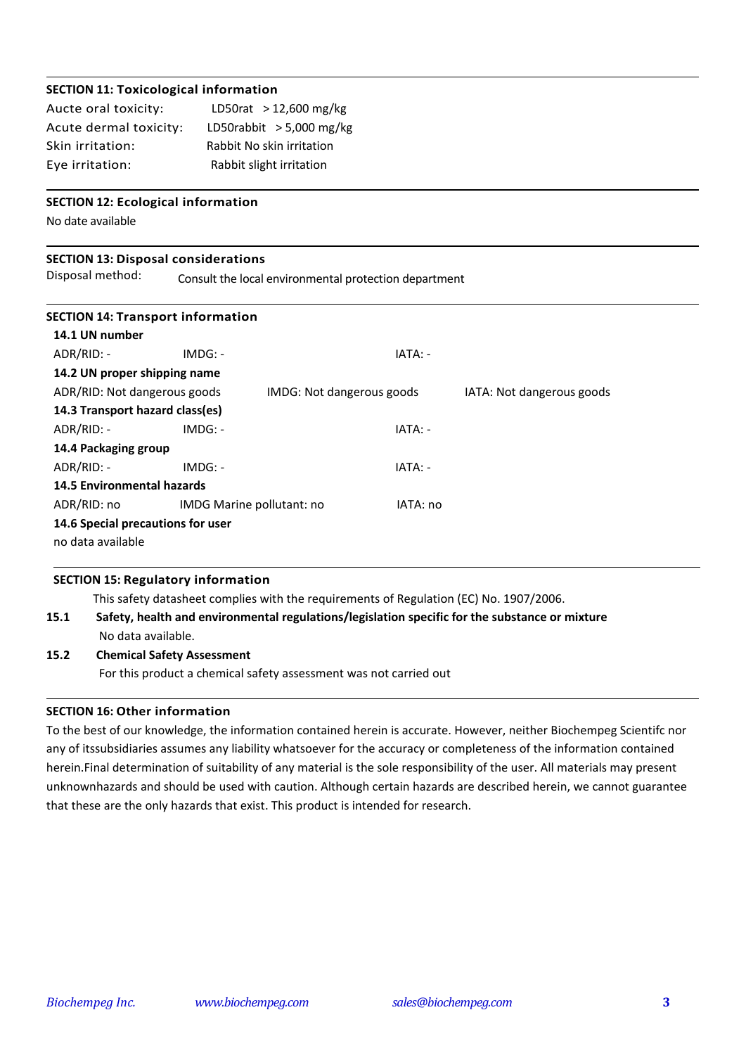## SECTION 11: Toxicological information

| | |
|---|---|
| Aucte oral toxicity: | LD50rat > 12,600 mg/kg |
| Acute dermal toxicity: | LD50rabbit > 5,000 mg/kg |
| Skin irritation: | Rabbit No skin irritation |
| Eye irritation: | Rabbit slight irritation |

## SECTION 12: Ecological information

No date available

## SECTION 13: Disposal considerations

Disposal method: Consult the local environmental protection department

## SECTION 14: Transport information

**14.1 UN number**

| | | |
|---|---|---|
| ADR/RID: - | IMDG: - | IATA: - |

**14.2 UN proper shipping name**

| | | |
|---|---|---|
| ADR/RID: Not dangerous goods | IMDG: Not dangerous goods | IATA: Not dangerous goods |

**14.3 Transport hazard class(es)**

| | | |
|---|---|---|
| ADR/RID: - | IMDG: - | IATA: - |

**14.4 Packaging group**

| | | |
|---|---|---|
| ADR/RID: - | IMDG: - | IATA: - |

**14.5 Environmental hazards**

| | | |
|---|---|---|
| ADR/RID: no | IMDG Marine pollutant: no | IATA: no |

**14.6 Special precautions for user**

no data available

## SECTION 15: Regulatory information

This safety datasheet complies with the requirements of Regulation (EC) No. 1907/2006.

**15.1 Safety, health and environmental regulations/legislation specific for the substance or mixture**

No data available.

**15.2 Chemical Safety Assessment**

For this product a chemical safety assessment was not carried out

## SECTION 16: Other information

To the best of our knowledge, the information contained herein is accurate. However, neither Biochempeg Scientifc nor any of itssubsidiaries assumes any liability whatsoever for the accuracy or completeness of the information contained herein.Final determination of suitability of any material is the sole responsibility of the user. All materials may present unknownhazards and should be used with caution. Although certain hazards are described herein, we cannot guarantee that these are the only hazards that exist. This product is intended for research.